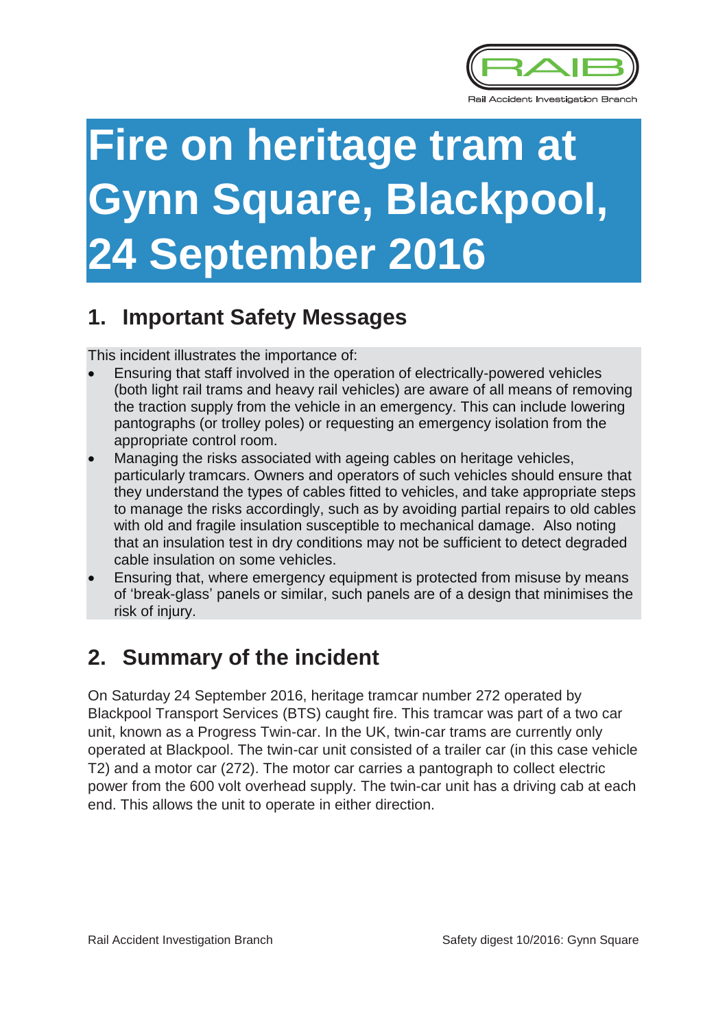# Fire on heritage tram at Gynn Square, Blackpool, 24 September 2016

## 1. Important Safety Messages

This incident illustrates the importance of:

- Ensuring that staff involved in the operation of electrically-powered vehicles (both light rail trams and heavy rail vehicles) are aware of all means of removing the traction supply from the vehicle in an emergency. This can include lowering pantographs (or trolley poles) or requesting an emergency isolation from the appropriate control room.
- Managing the risks associated with ageing cables on heritage vehicles, particularly tramcars. Owners and operators of such vehicles should ensure that they understand the types of cables fitted to vehicles, and take appropriate steps to manage the risks accordingly, such as by avoiding partial repairs to old cables with old and fragile insulation susceptible to mechanical damage. Also noting that an insulation test in dry conditions may not be sufficient to detect degraded cable insulation on some vehicles.
- Ensuring that, where emergency equipment is protected from misuse by means of 'break-glass' panels or similar, such panels are of a design that minimises the risk of injury.

## 2. Summary of the incident

On Saturday 24 September 2016, heritage tramcar number 272 operated by Blackpool Transport Services (BTS) caught fire. This tramcar was part of a two car unit, known as a Progress Twin-car. In the UK, twin-car trams are currently only operated at Blackpool. The twin-car unit consisted of a trailer car (in this case vehicle T2) and a motor car (272). The motor car carries a pantograph to collect electric power from the 600 volt overhead supply. The twin-car unit has a driving cab at each end. This allows the unit to operate in either direction.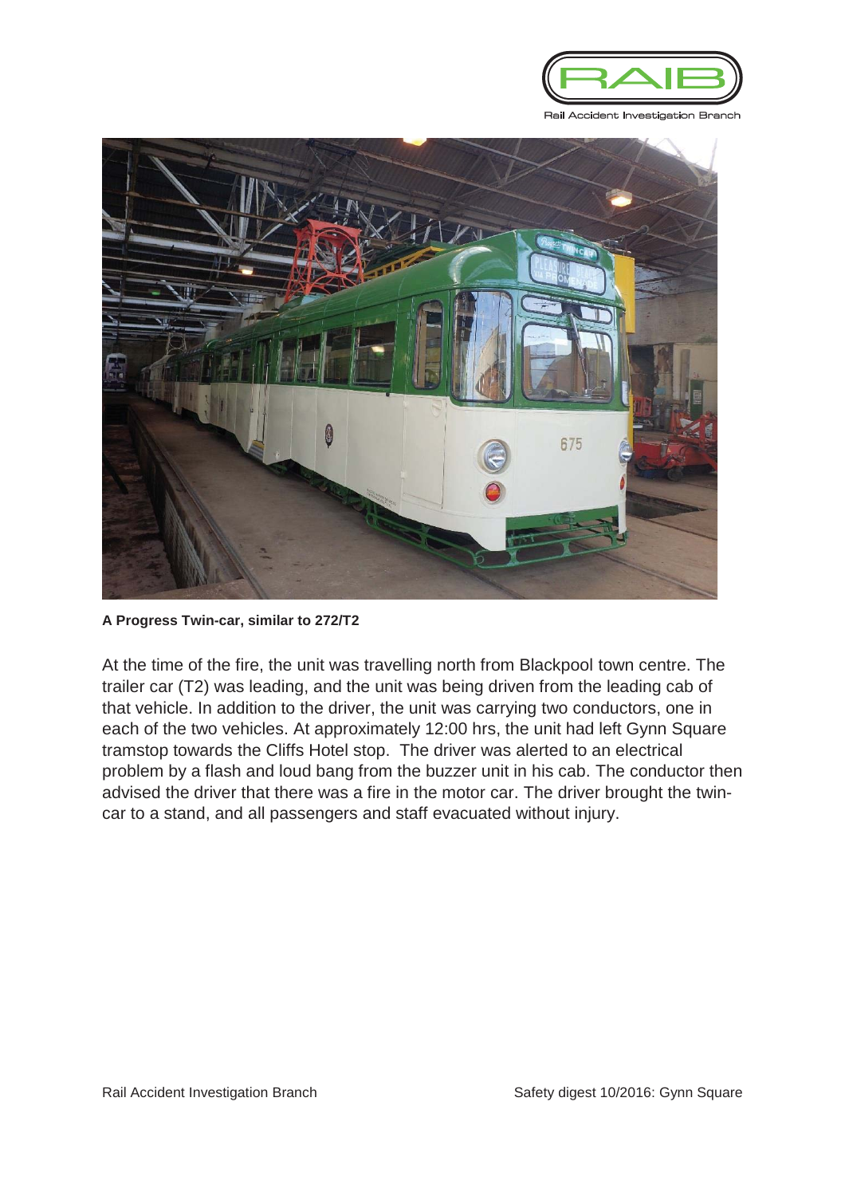**A Progress Twin-car, similar to 272/T2**

At the time of the fire, the unit was travelling north from Blackpool town centre. The trailer car (T2) was leading, and the unit was being driven from the leading cab of that vehicle. In addition to the driver, the unit was carrying two conductors, one in each of the two vehicles. At approximately 12:00 hrs, the unit had left Gynn Square tramstop towards the Cliffs Hotel stop. The driver was alerted to an electrical problem by a flash and loud bang from the buzzer unit in his cab. The conductor then advised the driver that there was a fire in the motor car. The driver brought the twin-car to a stand, and all passengers and staff evacuated without injury.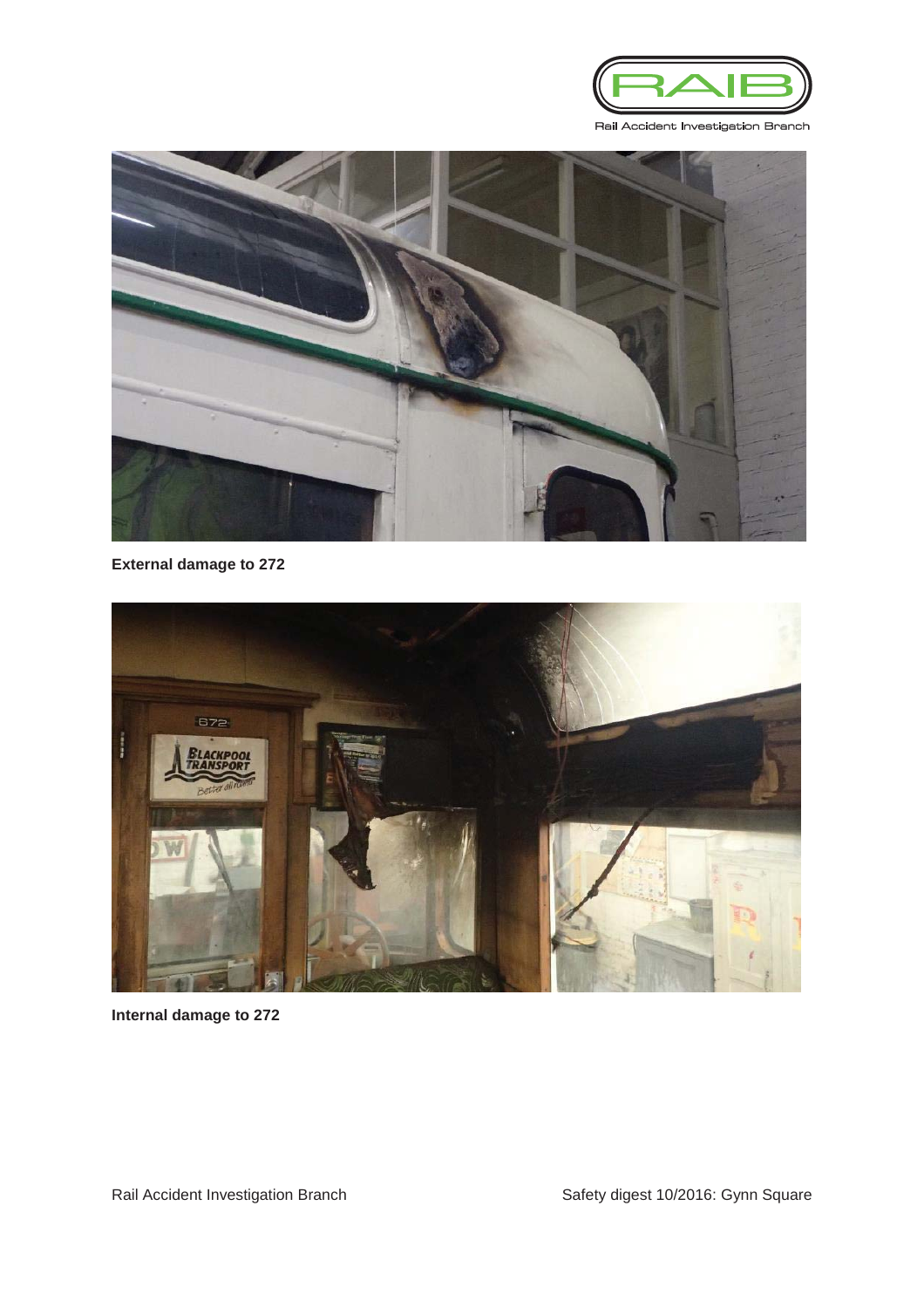**External damage to 272**

**Internal damage to 272**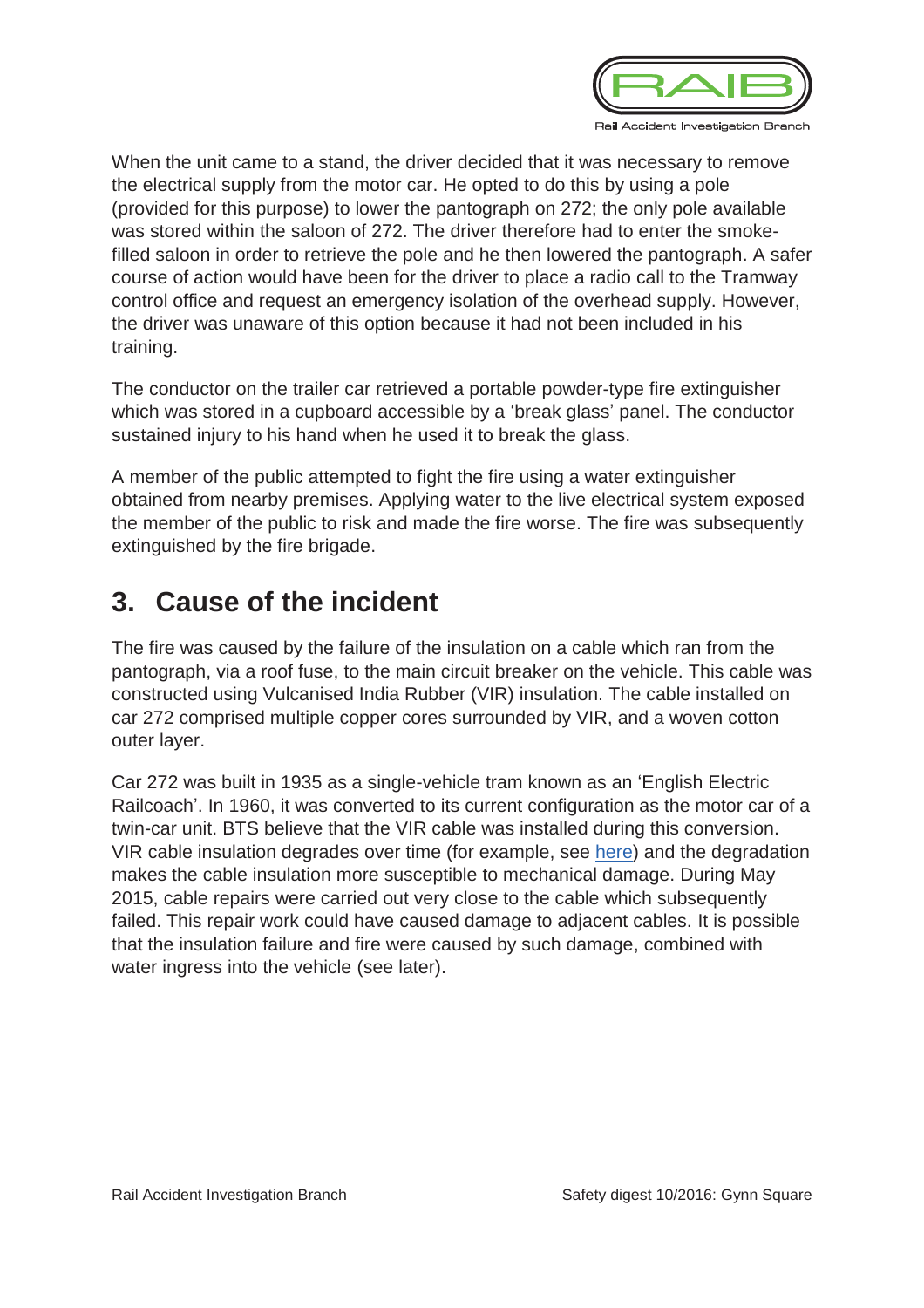When the unit came to a stand, the driver decided that it was necessary to remove the electrical supply from the motor car. He opted to do this by using a pole (provided for this purpose) to lower the pantograph on 272; the only pole available was stored within the saloon of 272. The driver therefore had to enter the smoke-filled saloon in order to retrieve the pole and he then lowered the pantograph. A safer course of action would have been for the driver to place a radio call to the Tramway control office and request an emergency isolation of the overhead supply. However, the driver was unaware of this option because it had not been included in his training.

The conductor on the trailer car retrieved a portable powder-type fire extinguisher which was stored in a cupboard accessible by a 'break glass' panel. The conductor sustained injury to his hand when he used it to break the glass.

A member of the public attempted to fight the fire using a water extinguisher obtained from nearby premises. Applying water to the live electrical system exposed the member of the public to risk and made the fire worse. The fire was subsequently extinguished by the fire brigade.

## 3. Cause of the incident

The fire was caused by the failure of the insulation on a cable which ran from the pantograph, via a roof fuse, to the main circuit breaker on the vehicle. This cable was constructed using Vulcanised India Rubber (VIR) insulation. The cable installed on car 272 comprised multiple copper cores surrounded by VIR, and a woven cotton outer layer.

Car 272 was built in 1935 as a single-vehicle tram known as an 'English Electric Railcoach'. In 1960, it was converted to its current configuration as the motor car of a twin-car unit. BTS believe that the VIR cable was installed during this conversion. VIR cable insulation degrades over time (for example, see here) and the degradation makes the cable insulation more susceptible to mechanical damage. During May 2015, cable repairs were carried out very close to the cable which subsequently failed. This repair work could have caused damage to adjacent cables. It is possible that the insulation failure and fire were caused by such damage, combined with water ingress into the vehicle (see later).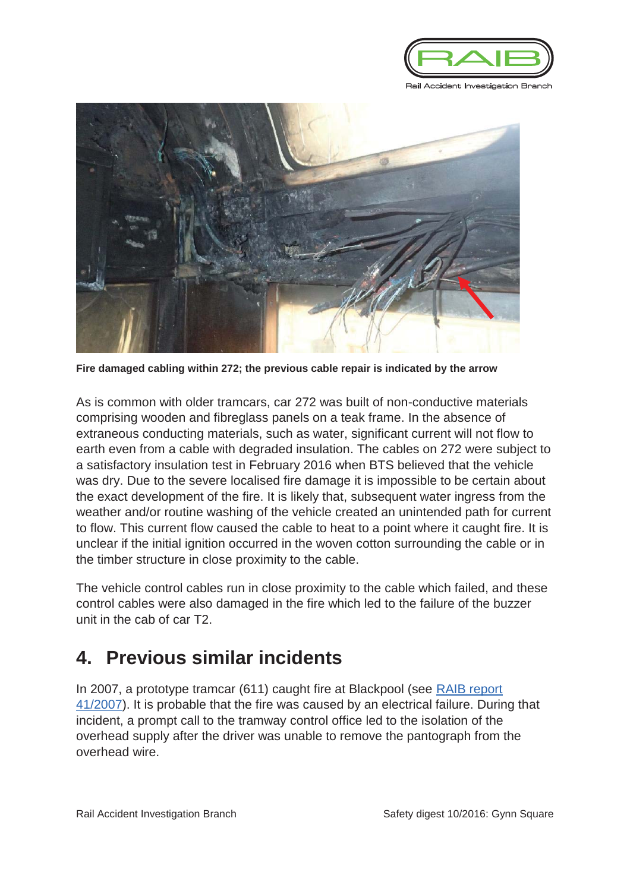Fire damaged cabling within 272; the previous cable repair is indicated by the arrow

As is common with older tramcars, car 272 was built of non-conductive materials comprising wooden and fibreglass panels on a teak frame. In the absence of extraneous conducting materials, such as water, significant current will not flow to earth even from a cable with degraded insulation. The cables on 272 were subject to a satisfactory insulation test in February 2016 when BTS believed that the vehicle was dry. Due to the severe localised fire damage it is impossible to be certain about the exact development of the fire. It is likely that, subsequent water ingress from the weather and/or routine washing of the vehicle created an unintended path for current to flow. This current flow caused the cable to heat to a point where it caught fire. It is unclear if the initial ignition occurred in the woven cotton surrounding the cable or in the timber structure in close proximity to the cable.

The vehicle control cables run in close proximity to the cable which failed, and these control cables were also damaged in the fire which led to the failure of the buzzer unit in the cab of car T2.

## 4. Previous similar incidents

In 2007, a prototype tramcar (611) caught fire at Blackpool (see [RAIB report 41/2007](#)). It is probable that the fire was caused by an electrical failure. During that incident, a prompt call to the tramway control office led to the isolation of the overhead supply after the driver was unable to remove the pantograph from the overhead wire.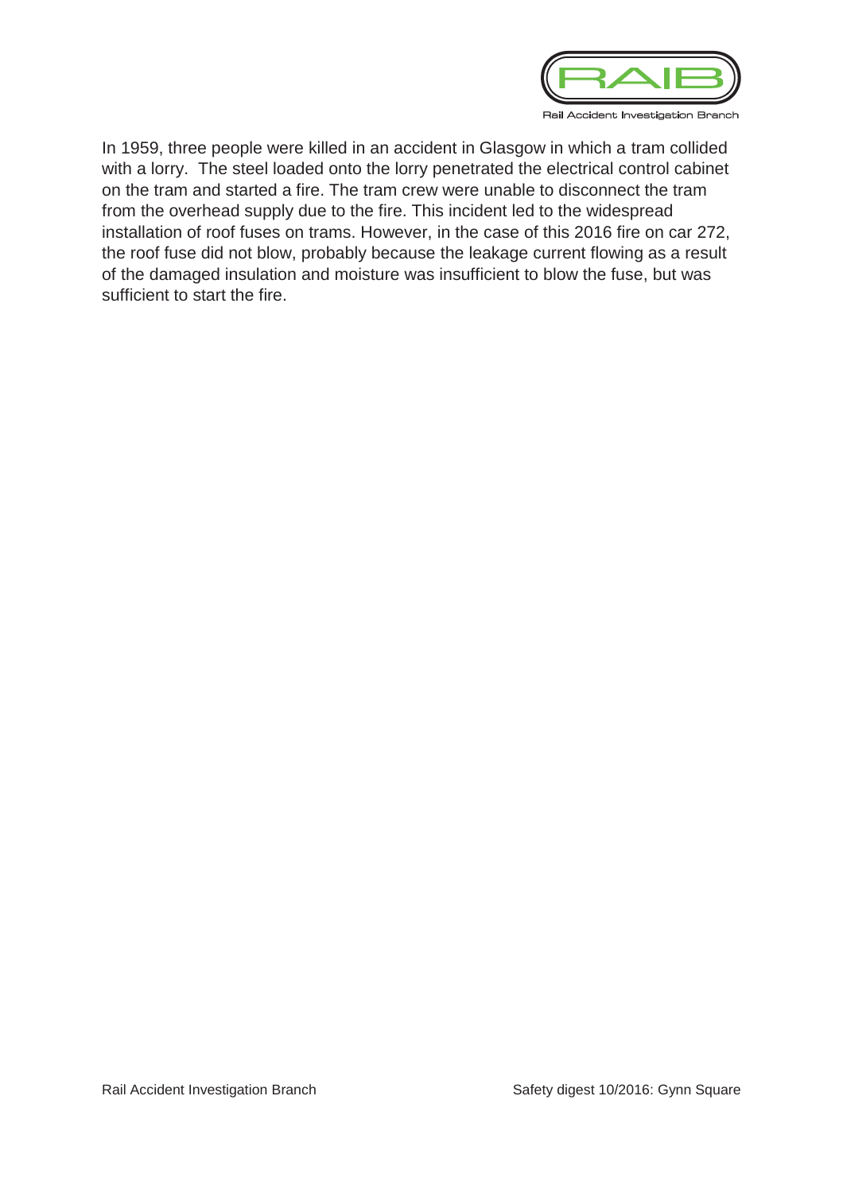In 1959, three people were killed in an accident in Glasgow in which a tram collided with a lorry. The steel loaded onto the lorry penetrated the electrical control cabinet on the tram and started a fire. The tram crew were unable to disconnect the tram from the overhead supply due to the fire. This incident led to the widespread installation of roof fuses on trams. However, in the case of this 2016 fire on car 272, the roof fuse did not blow, probably because the leakage current flowing as a result of the damaged insulation and moisture was insufficient to blow the fuse, but was sufficient to start the fire.